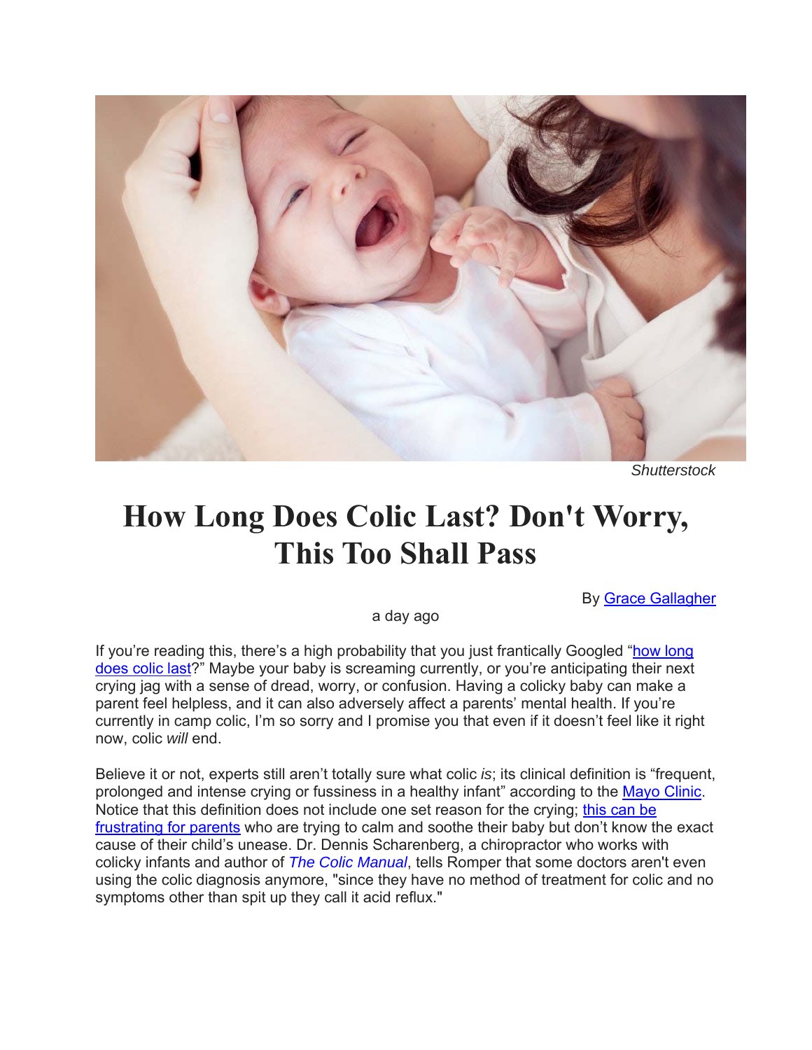Shutterstock

# How Long Does Colic Last? Don't Worry, This Too Shall Pass

By [Grace Gallagher](#)

a day ago

If you're reading this, there's a high probability that you just frantically Googled "[how long does colic last](#)?" Maybe your baby is screaming currently, or you're anticipating their next crying jag with a sense of dread, worry, or confusion. Having a colicky baby can make a parent feel helpless, and it can also adversely affect a parents' mental health. If you're currently in camp colic, I'm so sorry and I promise you that even if it doesn't feel like it right now, colic *will* end.

Believe it or not, experts still aren't totally sure what colic *is*; its clinical definition is "frequent, prolonged and intense crying or fussiness in a healthy infant" according to the [Mayo Clinic](#). Notice that this definition does not include one set reason for the crying; [this can be frustrating for parents](#) who are trying to calm and soothe their baby but don't know the exact cause of their child's unease. Dr. Dennis Scharenberg, a chiropractor who works with colicky infants and author of *The Colic Manual*, tells Romper that some doctors aren't even using the colic diagnosis anymore, "since they have no method of treatment for colic and no symptoms other than spit up they call it acid reflux."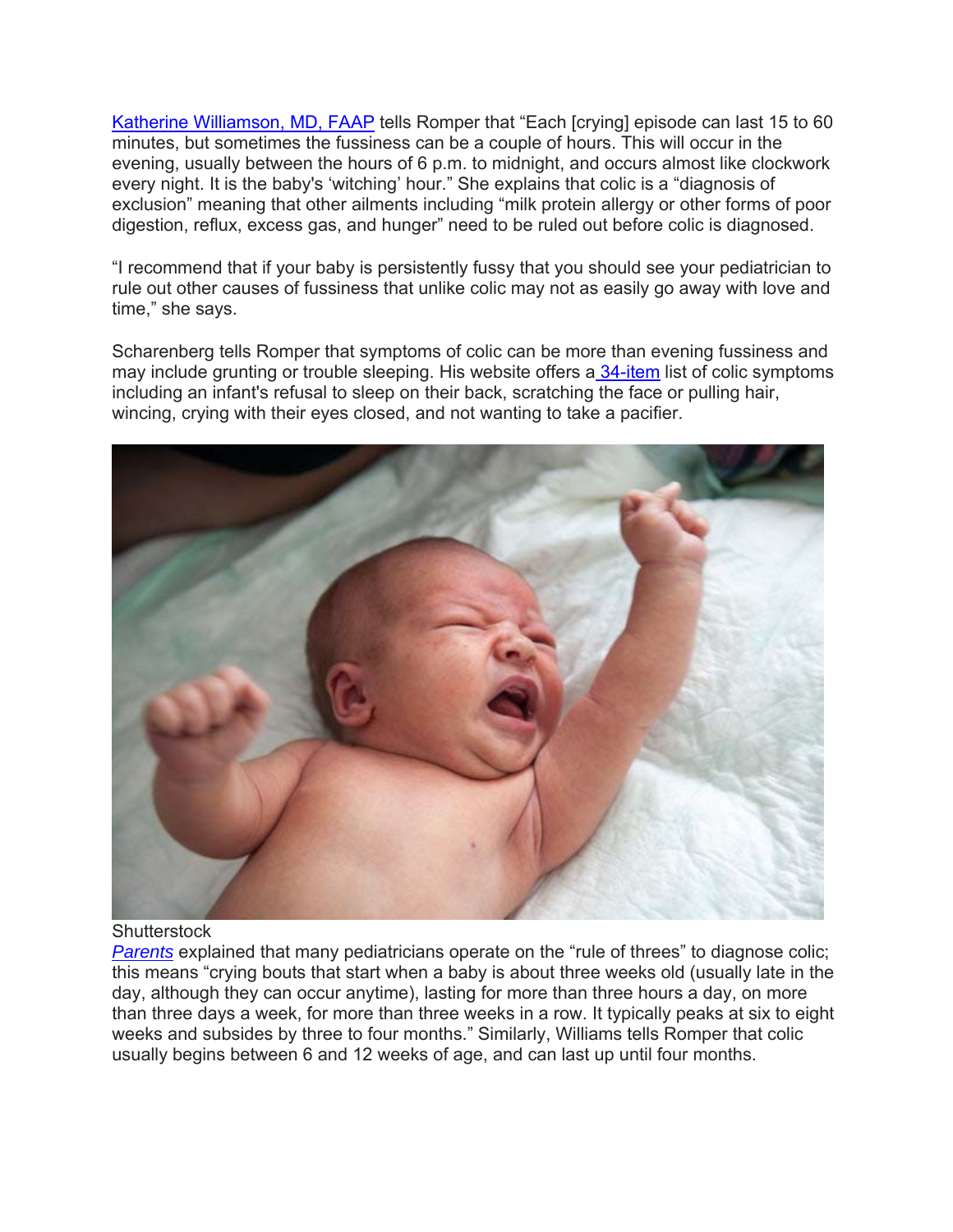[Katherine Williamson, MD, FAAP](#) tells Romper that “Each [crying] episode can last 15 to 60 minutes, but sometimes the fussiness can be a couple of hours. This will occur in the evening, usually between the hours of 6 p.m. to midnight, and occurs almost like clockwork every night. It is the baby's ‘witching’ hour.” She explains that colic is a “diagnosis of exclusion” meaning that other ailments including “milk protein allergy or other forms of poor digestion, reflux, excess gas, and hunger” need to be ruled out before colic is diagnosed.

“I recommend that if your baby is persistently fussy that you should see your pediatrician to rule out other causes of fussiness that unlike colic may not as easily go away with love and time,” she says.

Scharenberg tells Romper that symptoms of colic can be more than evening fussiness and may include grunting or trouble sleeping. His website offers a [34-item](#) list of colic symptoms including an infant's refusal to sleep on their back, scratching the face or pulling hair, wincing, crying with their eyes closed, and not wanting to take a pacifier.

Shutterstock

[*Parents*](#) explained that many pediatricians operate on the “rule of threes” to diagnose colic; this means “crying bouts that start when a baby is about three weeks old (usually late in the day, although they can occur anytime), lasting for more than three hours a day, on more than three days a week, for more than three weeks in a row. It typically peaks at six to eight weeks and subsides by three to four months.” Similarly, Williams tells Romper that colic usually begins between 6 and 12 weeks of age, and can last up until four months.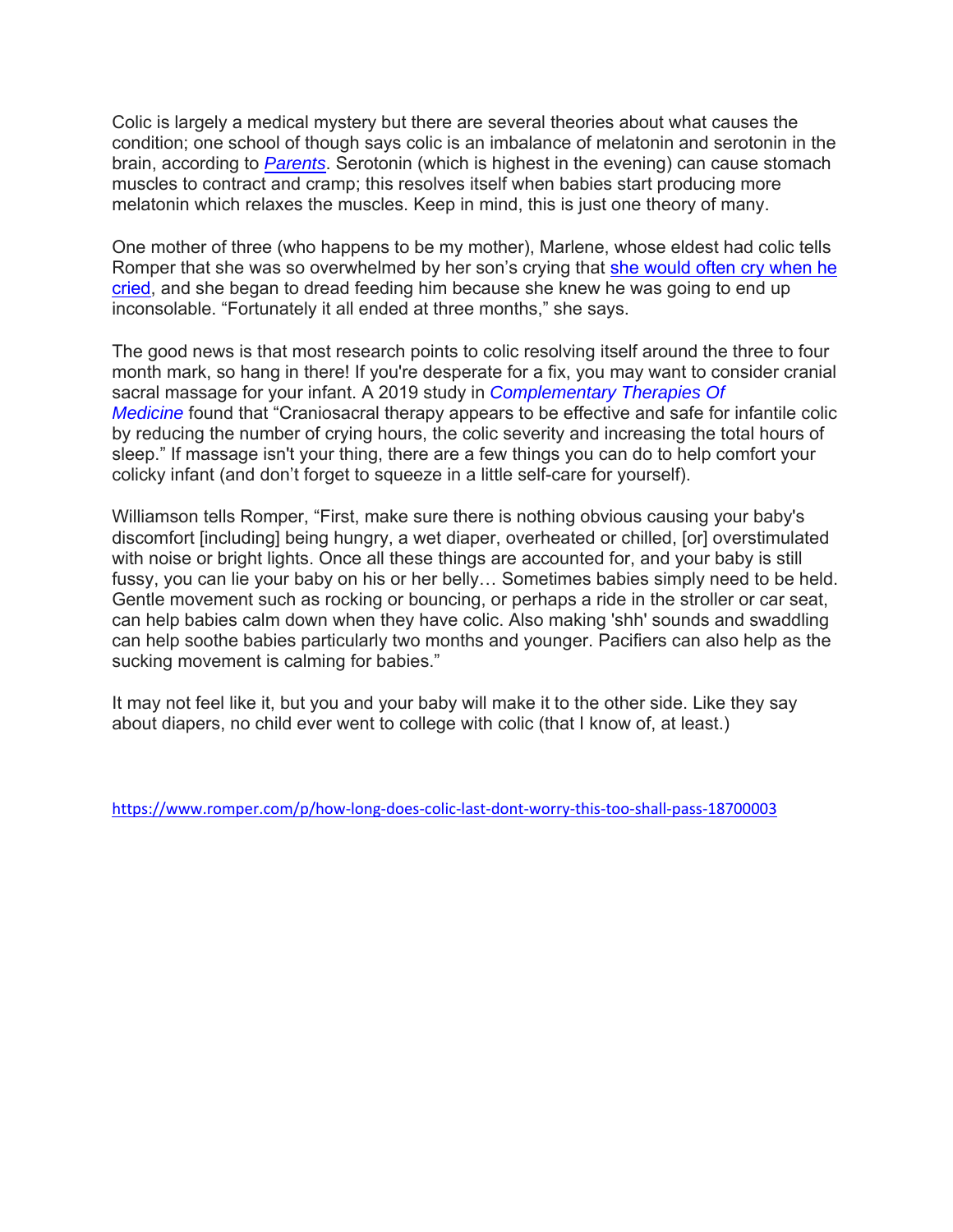Colic is largely a medical mystery but there are several theories about what causes the condition; one school of though says colic is an imbalance of melatonin and serotonin in the brain, according to *Parents*. Serotonin (which is highest in the evening) can cause stomach muscles to contract and cramp; this resolves itself when babies start producing more melatonin which relaxes the muscles. Keep in mind, this is just one theory of many.

One mother of three (who happens to be my mother), Marlene, whose eldest had colic tells Romper that she was so overwhelmed by her son's crying that she would often cry when he cried, and she began to dread feeding him because she knew he was going to end up inconsolable. "Fortunately it all ended at three months," she says.

The good news is that most research points to colic resolving itself around the three to four month mark, so hang in there! If you're desperate for a fix, you may want to consider cranial sacral massage for your infant. A 2019 study in *Complementary Therapies Of Medicine* found that "Craniosacral therapy appears to be effective and safe for infantile colic by reducing the number of crying hours, the colic severity and increasing the total hours of sleep." If massage isn't your thing, there are a few things you can do to help comfort your colicky infant (and don't forget to squeeze in a little self-care for yourself).

Williamson tells Romper, "First, make sure there is nothing obvious causing your baby's discomfort [including] being hungry, a wet diaper, overheated or chilled, [or] overstimulated with noise or bright lights. Once all these things are accounted for, and your baby is still fussy, you can lie your baby on his or her belly… Sometimes babies simply need to be held. Gentle movement such as rocking or bouncing, or perhaps a ride in the stroller or car seat, can help babies calm down when they have colic. Also making 'shh' sounds and swaddling can help soothe babies particularly two months and younger. Pacifiers can also help as the sucking movement is calming for babies."

It may not feel like it, but you and your baby will make it to the other side. Like they say about diapers, no child ever went to college with colic (that I know of, at least.)

https://www.romper.com/p/how-long-does-colic-last-dont-worry-this-too-shall-pass-18700003